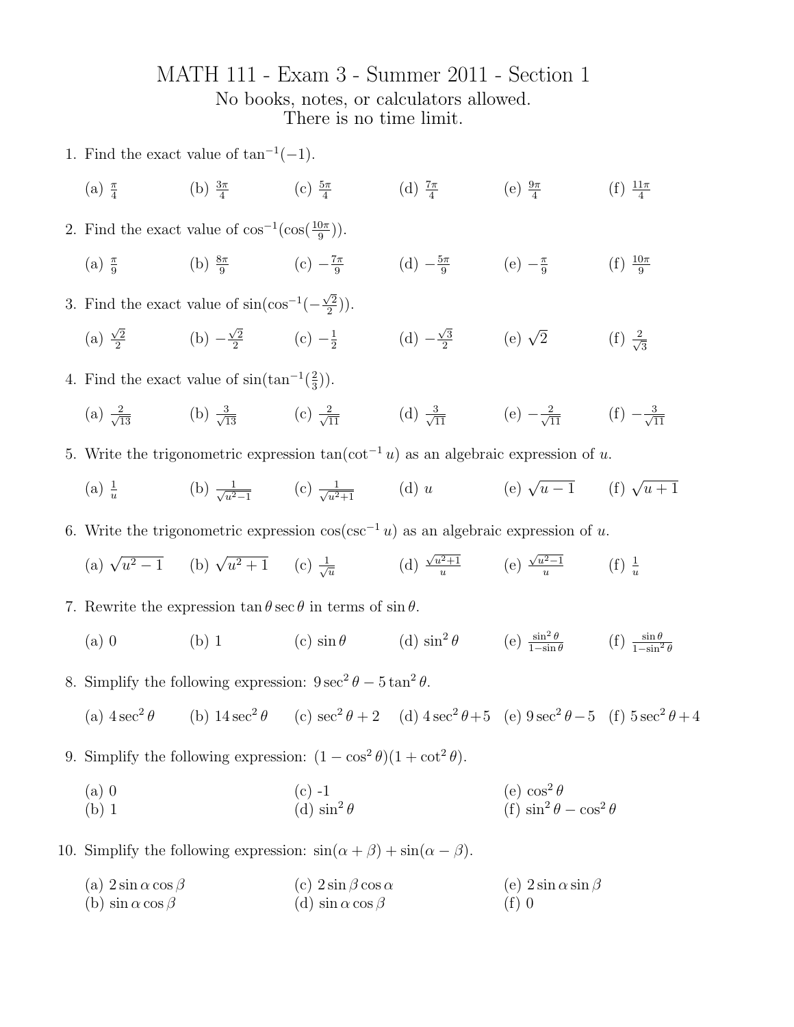# MATH 111 - Exam 3 - Summer 2011 - Section 1

No books, notes, or calculators allowed.
There is no time limit.

1. Find the exact value of $\tan^{-1}(-1)$.

   (a) $\frac{\pi}{4}$ (b) $\frac{3\pi}{4}$ (c) $\frac{5\pi}{4}$ (d) $\frac{7\pi}{4}$ (e) $\frac{9\pi}{4}$ (f) $\frac{11\pi}{4}$

2. Find the exact value of $\cos^{-1}(\cos(\frac{10\pi}{9}))$.

   (a) $\frac{\pi}{9}$ (b) $\frac{8\pi}{9}$ (c) $-\frac{7\pi}{9}$ (d) $-\frac{5\pi}{9}$ (e) $-\frac{\pi}{9}$ (f) $\frac{10\pi}{9}$

3. Find the exact value of $\sin(\cos^{-1}(-\frac{\sqrt{2}}{2}))$.

   (a) $\frac{\sqrt{2}}{2}$ (b) $-\frac{\sqrt{2}}{2}$ (c) $-\frac{1}{2}$ (d) $-\frac{\sqrt{3}}{2}$ (e) $\sqrt{2}$ (f) $\frac{2}{\sqrt{3}}$

4. Find the exact value of $\sin(\tan^{-1}(\frac{2}{3}))$.

   (a) $\frac{2}{\sqrt{13}}$ (b) $\frac{3}{\sqrt{13}}$ (c) $\frac{2}{\sqrt{11}}$ (d) $\frac{3}{\sqrt{11}}$ (e) $-\frac{2}{\sqrt{11}}$ (f) $-\frac{3}{\sqrt{11}}$

5. Write the trigonometric expression $\tan(\cot^{-1} u)$ as an algebraic expression of $u$.

   (a) $\frac{1}{u}$ (b) $\frac{1}{\sqrt{u^2-1}}$ (c) $\frac{1}{\sqrt{u^2+1}}$ (d) $u$ (e) $\sqrt{u-1}$ (f) $\sqrt{u+1}$

6. Write the trigonometric expression $\cos(\csc^{-1} u)$ as an algebraic expression of $u$.

   (a) $\sqrt{u^2-1}$ (b) $\sqrt{u^2+1}$ (c) $\frac{1}{\sqrt{u}}$ (d) $\frac{\sqrt{u^2+1}}{u}$ (e) $\frac{\sqrt{u^2-1}}{u}$ (f) $\frac{1}{u}$

7. Rewrite the expression $\tan\theta\sec\theta$ in terms of $\sin\theta$.

   (a) 0 (b) 1 (c) $\sin\theta$ (d) $\sin^2\theta$ (e) $\frac{\sin^2\theta}{1-\sin\theta}$ (f) $\frac{\sin\theta}{1-\sin^2\theta}$

8. Simplify the following expression: $9\sec^2\theta - 5\tan^2\theta$.

   (a) $4\sec^2\theta$ (b) $14\sec^2\theta$ (c) $\sec^2\theta+2$ (d) $4\sec^2\theta+5$ (e) $9\sec^2\theta-5$ (f) $5\sec^2\theta+4$

9. Simplify the following expression: $(1-\cos^2\theta)(1+\cot^2\theta)$.

   (a) 0
   (b) 1
   (c) -1
   (d) $\sin^2\theta$
   (e) $\cos^2\theta$
   (f) $\sin^2\theta - \cos^2\theta$

10. Simplify the following expression: $\sin(\alpha+\beta)+\sin(\alpha-\beta)$.

    (a) $2\sin\alpha\cos\beta$
    (b) $\sin\alpha\cos\beta$
    (c) $2\sin\beta\cos\alpha$
    (d) $\sin\alpha\cos\beta$
    (e) $2\sin\alpha\sin\beta$
    (f) 0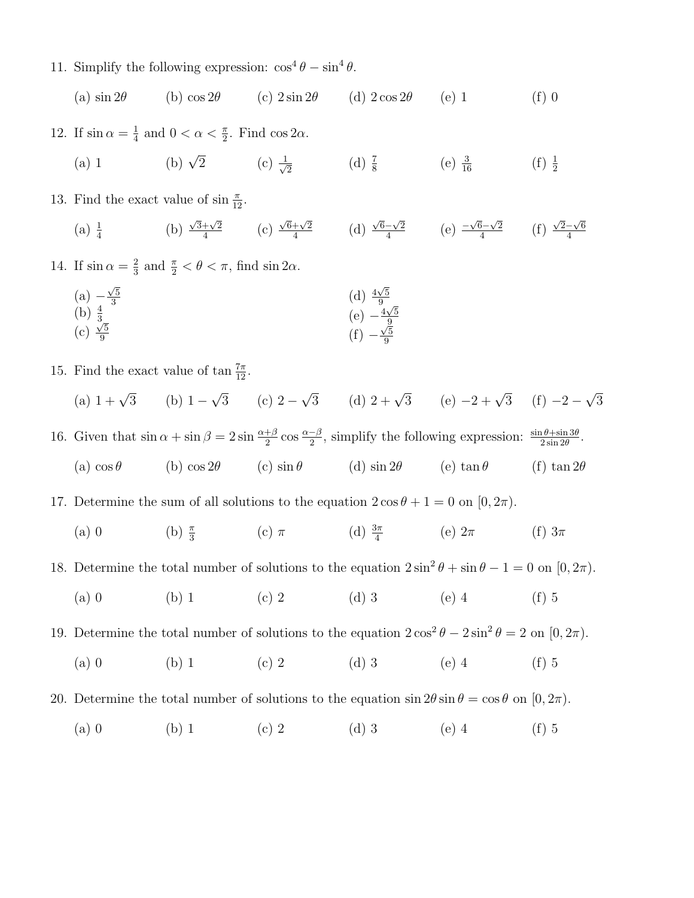11. Simplify the following expression: $\cos^4\theta - \sin^4\theta$.

    (a) $\sin 2\theta$ (b) $\cos 2\theta$ (c) $2\sin 2\theta$ (d) $2\cos 2\theta$ (e) 1 (f) 0

12. If $\sin\alpha = \frac{1}{4}$ and $0 < \alpha < \frac{\pi}{2}$. Find $\cos 2\alpha$.

    (a) 1 (b) $\sqrt{2}$ (c) $\frac{1}{\sqrt{2}}$ (d) $\frac{7}{8}$ (e) $\frac{3}{16}$ (f) $\frac{1}{2}$

13. Find the exact value of $\sin\frac{\pi}{12}$.

    (a) $\frac{1}{4}$ (b) $\frac{\sqrt{3}+\sqrt{2}}{4}$ (c) $\frac{\sqrt{6}+\sqrt{2}}{4}$ (d) $\frac{\sqrt{6}-\sqrt{2}}{4}$ (e) $\frac{-\sqrt{6}-\sqrt{2}}{4}$ (f) $\frac{\sqrt{2}-\sqrt{6}}{4}$

14. If $\sin\alpha = \frac{2}{3}$ and $\frac{\pi}{2} < \theta < \pi$, find $\sin 2\alpha$.

    (a) $-\frac{\sqrt{5}}{3}$
    (b) $\frac{4}{3}$
    (c) $\frac{\sqrt{5}}{9}$
    (d) $\frac{4\sqrt{5}}{9}$
    (e) $-\frac{4\sqrt{5}}{9}$
    (f) $-\frac{\sqrt{5}}{9}$

15. Find the exact value of $\tan\frac{7\pi}{12}$.

    (a) $1+\sqrt{3}$ (b) $1-\sqrt{3}$ (c) $2-\sqrt{3}$ (d) $2+\sqrt{3}$ (e) $-2+\sqrt{3}$ (f) $-2-\sqrt{3}$

16. Given that $\sin\alpha + \sin\beta = 2\sin\frac{\alpha+\beta}{2}\cos\frac{\alpha-\beta}{2}$, simplify the following expression: $\frac{\sin\theta+\sin 3\theta}{2\sin 2\theta}$.

    (a) $\cos\theta$ (b) $\cos 2\theta$ (c) $\sin\theta$ (d) $\sin 2\theta$ (e) $\tan\theta$ (f) $\tan 2\theta$

17. Determine the sum of all solutions to the equation $2\cos\theta + 1 = 0$ on $[0, 2\pi)$.

    (a) 0 (b) $\frac{\pi}{3}$ (c) $\pi$ (d) $\frac{3\pi}{4}$ (e) $2\pi$ (f) $3\pi$

18. Determine the total number of solutions to the equation $2\sin^2\theta + \sin\theta - 1 = 0$ on $[0, 2\pi)$.

    (a) 0 (b) 1 (c) 2 (d) 3 (e) 4 (f) 5

19. Determine the total number of solutions to the equation $2\cos^2\theta - 2\sin^2\theta = 2$ on $[0, 2\pi)$.

    (a) 0 (b) 1 (c) 2 (d) 3 (e) 4 (f) 5

20. Determine the total number of solutions to the equation $\sin 2\theta \sin\theta = \cos\theta$ on $[0, 2\pi)$.

    (a) 0 (b) 1 (c) 2 (d) 3 (e) 4 (f) 5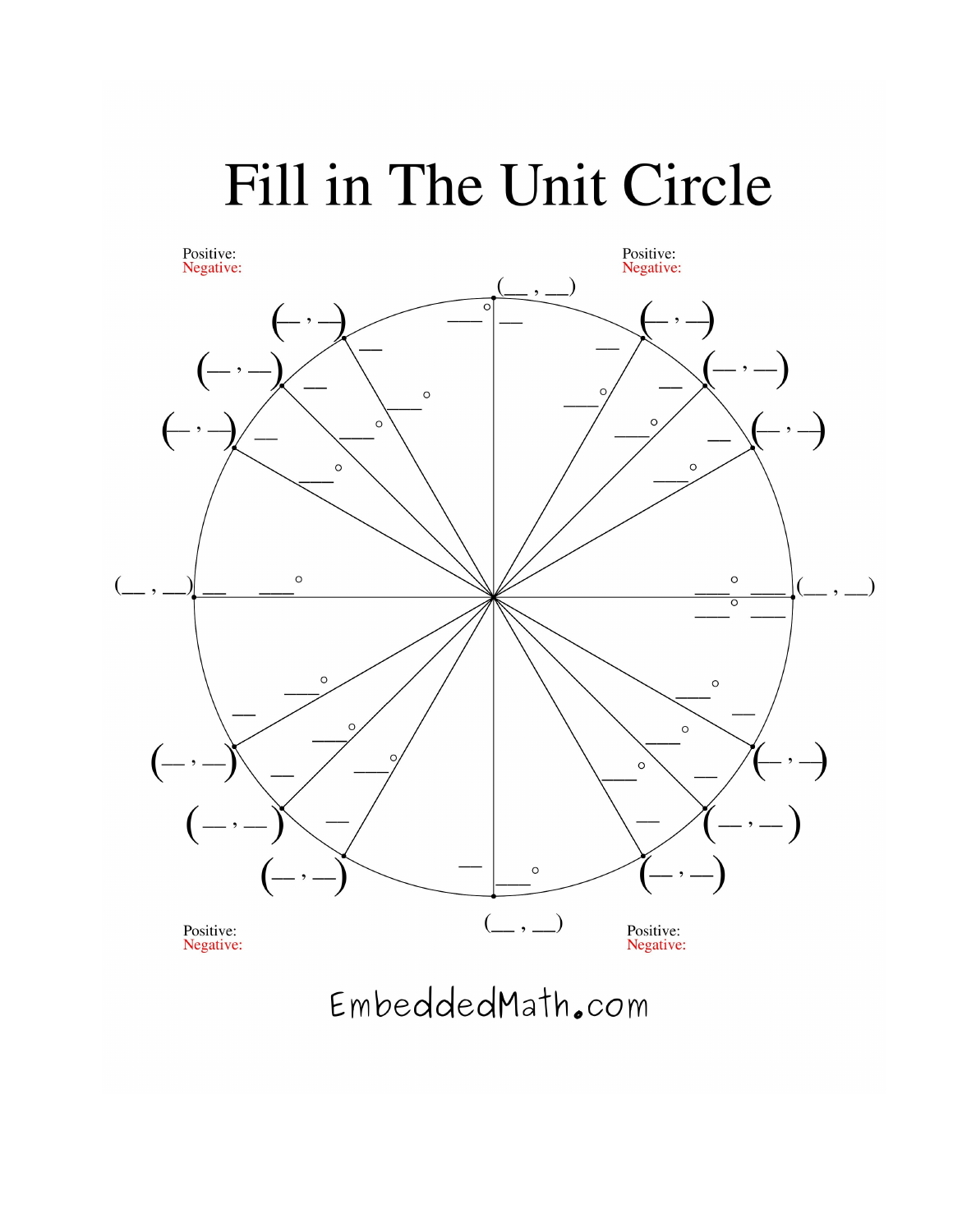# Fill in The Unit Circle

Positive:
Negative:

Positive:
Negative:

(__ , __)

(__ , __)

(__ , __)

(__ , __)

Positive:
Negative:

Positive:
Negative:

EmbeddedMath.com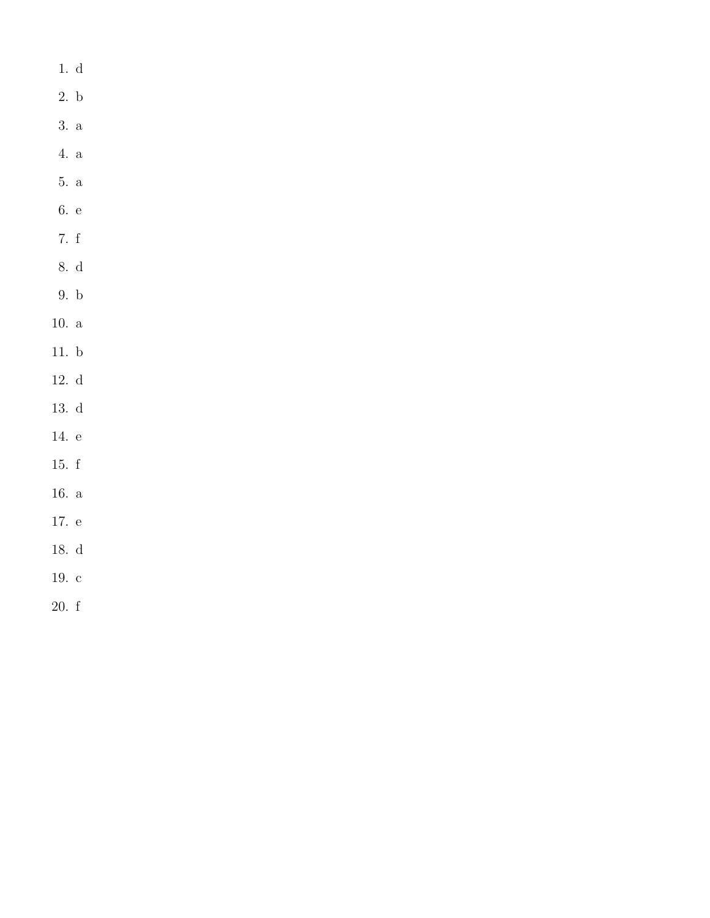1. d
2. b
3. a
4. a
5. a
6. e
7. f
8. d
9. b
10. a
11. b
12. d
13. d
14. e
15. f
16. a
17. e
18. d
19. c
20. f